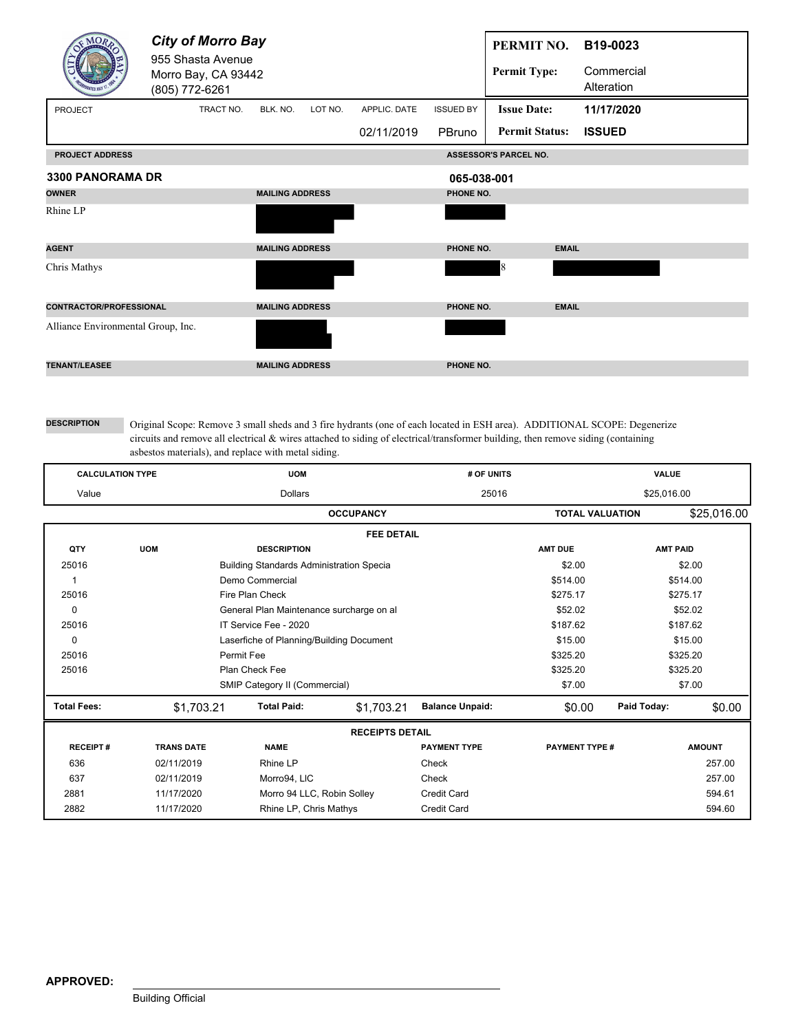**City of Morro Bay**
955 Shasta Avenue
Morro Bay, CA 93442
(805) 772-6261

| | |
|---|---|
| **PERMIT NO.** | **B19-0023** |
| **Permit Type:** | Commercial Alteration |
| **Issue Date:** | **11/17/2020** |
| **Permit Status:** | **ISSUED** |

| PROJECT | TRACT NO. | BLK. NO. | LOT NO. | APPLIC. DATE | ISSUED BY |
|---|---|---|---|---|---|
| | | | | 02/11/2019 | PBruno |

**PROJECT ADDRESS:** 3300 PANORAMA DR

**ASSESSOR'S PARCEL NO.:** 065-038-001

| OWNER | MAILING ADDRESS | PHONE NO. | |
|---|---|---|---|
| Rhine LP | | | |

| AGENT | MAILING ADDRESS | PHONE NO. | EMAIL |
|---|---|---|---|
| Chris Mathys | | 8 | |

| CONTRACTOR/PROFESSIONAL | MAILING ADDRESS | PHONE NO. | EMAIL |
|---|---|---|---|
| Alliance Environmental Group, Inc. | | | |

| TENANT/LEASEE | MAILING ADDRESS | PHONE NO. |
|---|---|---|
| | | |

**DESCRIPTION**

Original Scope: Remove 3 small sheds and 3 fire hydrants (one of each located in ESH area). ADDITIONAL SCOPE: Degenerize circuits and remove all electrical & wires attached to siding of electrical/transformer building, then remove siding (containing asbestos materials), and replace with metal siding.

| CALCULATION TYPE | UOM | # OF UNITS | VALUE |
|---|---|---|---|
| Value | Dollars | 25016 | $25,016.00 |

**OCCUPANCY** | **TOTAL VALUATION** $25,016.00

**FEE DETAIL**

| QTY | UOM | DESCRIPTION | AMT DUE | AMT PAID |
|---|---|---|---|---|
| 25016 | | Building Standards Administration Specia | $2.00 | $2.00 |
| 1 | | Demo Commercial | $514.00 | $514.00 |
| 25016 | | Fire Plan Check | $275.17 | $275.17 |
| 0 | | General Plan Maintenance surcharge on al | $52.02 | $52.02 |
| 25016 | | IT Service Fee - 2020 | $187.62 | $187.62 |
| 0 | | Laserfiche of Planning/Building Document | $15.00 | $15.00 |
| 25016 | | Permit Fee | $325.20 | $325.20 |
| 25016 | | Plan Check Fee | $325.20 | $325.20 |
| | | SMIP Category II (Commercial) | $7.00 | $7.00 |

**Total Fees:** $1,703.21 | **Total Paid:** $1,703.21 | **Balance Unpaid:** $0.00 | **Paid Today:** $0.00

**RECEIPTS DETAIL**

| RECEIPT # | TRANS DATE | NAME | PAYMENT TYPE | PAYMENT TYPE # | AMOUNT |
|---|---|---|---|---|---|
| 636 | 02/11/2019 | Rhine LP | Check | | 257.00 |
| 637 | 02/11/2019 | Morro94, LlC | Check | | 257.00 |
| 2881 | 11/17/2020 | Morro 94 LLC, Robin Solley | Credit Card | | 594.61 |
| 2882 | 11/17/2020 | Rhine LP, Chris Mathys | Credit Card | | 594.60 |

**APPROVED:** ______________________________

Building Official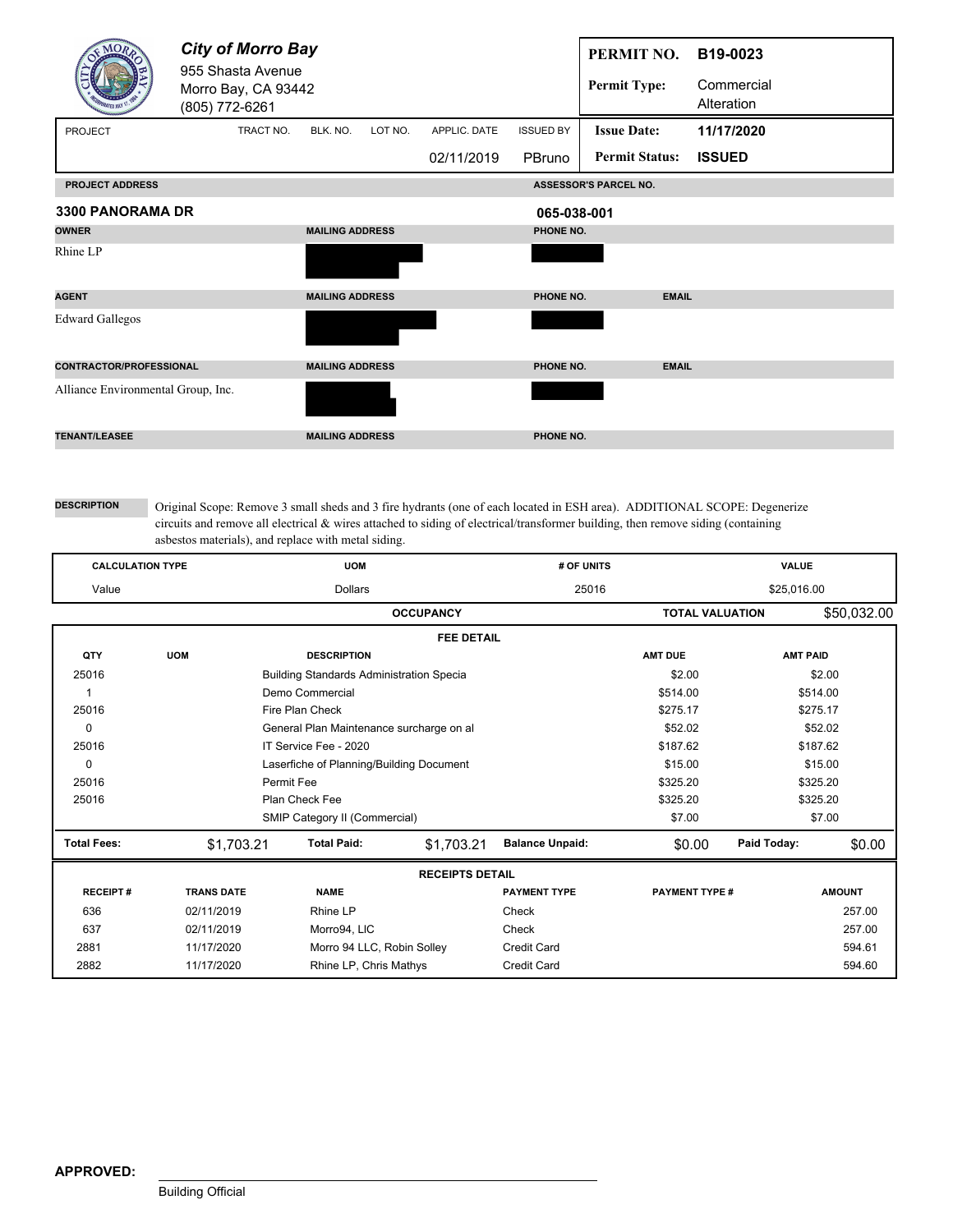**City of Morro Bay**
955 Shasta Avenue
Morro Bay, CA 93442
(805) 772-6261

| | |
|---|---|
| **PERMIT NO.** | **B19-0023** |
| **Permit Type:** | Commercial Alteration |
| **Issue Date:** | **11/17/2020** |
| **Permit Status:** | **ISSUED** |

| PROJECT | TRACT NO. | BLK. NO. | LOT NO. | APPLIC. DATE | ISSUED BY |
|---|---|---|---|---|---|
| | | | | 02/11/2019 | PBruno |

| PROJECT ADDRESS | ASSESSOR'S PARCEL NO. |
|---|---|
| **3300 PANORAMA DR** | **065-038-001** |

| OWNER | MAILING ADDRESS | PHONE NO. | |
|---|---|---|---|
| Rhine LP | | | |

| AGENT | MAILING ADDRESS | PHONE NO. | EMAIL |
|---|---|---|---|
| Edward Gallegos | | | |

| CONTRACTOR/PROFESSIONAL | MAILING ADDRESS | PHONE NO. | EMAIL |
|---|---|---|---|
| Alliance Environmental Group, Inc. | | | |

| TENANT/LEASEE | MAILING ADDRESS | PHONE NO. |
|---|---|---|
| | | |

**DESCRIPTION**

Original Scope: Remove 3 small sheds and 3 fire hydrants (one of each located in ESH area). ADDITIONAL SCOPE: Degenerize circuits and remove all electrical & wires attached to siding of electrical/transformer building, then remove siding (containing asbestos materials), and replace with metal siding.

| CALCULATION TYPE | UOM | # OF UNITS | VALUE |
|---|---|---|---|
| Value | Dollars | 25016 | $25,016.00 |
| | **OCCUPANCY** | **TOTAL VALUATION** | $50,032.00 |

**FEE DETAIL**

| QTY | UOM | DESCRIPTION | AMT DUE | AMT PAID |
|---|---|---|---|---|
| 25016 | | Building Standards Administration Specia | $2.00 | $2.00 |
| 1 | | Demo Commercial | $514.00 | $514.00 |
| 25016 | | Fire Plan Check | $275.17 | $275.17 |
| 0 | | General Plan Maintenance surcharge on al | $52.02 | $52.02 |
| 25016 | | IT Service Fee - 2020 | $187.62 | $187.62 |
| 0 | | Laserfiche of Planning/Building Document | $15.00 | $15.00 |
| 25016 | | Permit Fee | $325.20 | $325.20 |
| 25016 | | Plan Check Fee | $325.20 | $325.20 |
| | | SMIP Category II (Commercial) | $7.00 | $7.00 |

| **Total Fees:** | $1,703.21 | **Total Paid:** | $1,703.21 | **Balance Unpaid:** | $0.00 | **Paid Today:** | $0.00 |
|---|---|---|---|---|---|---|---|

**RECEIPTS DETAIL**

| RECEIPT # | TRANS DATE | NAME | PAYMENT TYPE | PAYMENT TYPE # | AMOUNT |
|---|---|---|---|---|---|
| 636 | 02/11/2019 | Rhine LP | Check | | 257.00 |
| 637 | 02/11/2019 | Morro94, LIC | Check | | 257.00 |
| 2881 | 11/17/2020 | Morro 94 LLC, Robin Solley | Credit Card | | 594.61 |
| 2882 | 11/17/2020 | Rhine LP, Chris Mathys | Credit Card | | 594.60 |

**APPROVED:** ______________________________
Building Official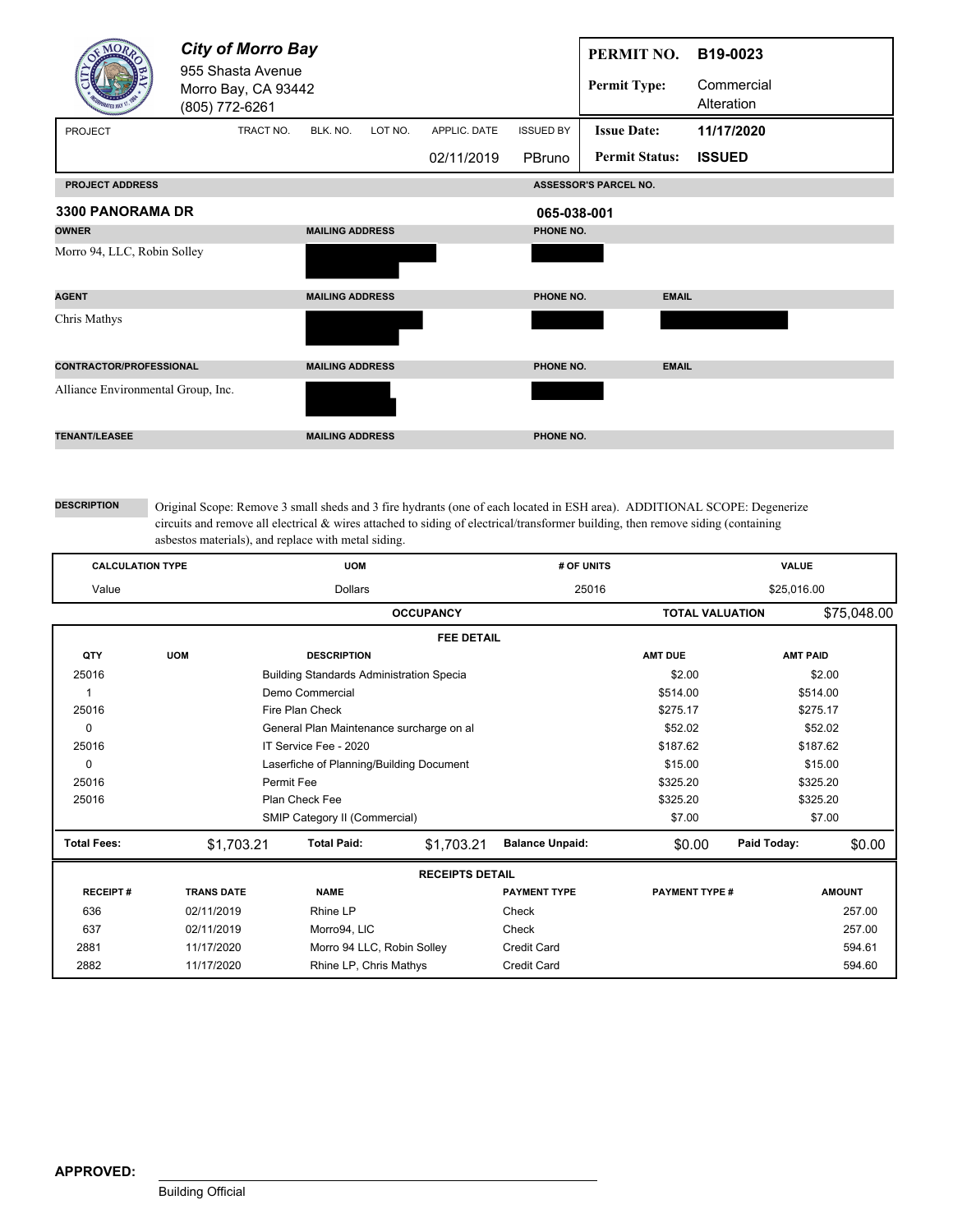**City of Morro Bay**
955 Shasta Avenue
Morro Bay, CA 93442
(805) 772-6261

| PERMIT NO. | B19-0023 |
|---|---|
| Permit Type: | Commercial Alteration |
| Issue Date: | 11/17/2020 |
| Permit Status: | ISSUED |

| PROJECT | TRACT NO. | BLK. NO. | LOT NO. | APPLIC. DATE | ISSUED BY |
|---|---|---|---|---|---|
| | | | | 02/11/2019 | PBruno |

| PROJECT ADDRESS | ASSESSOR'S PARCEL NO. |
|---|---|
| **3300 PANORAMA DR** | **065-038-001** |

| OWNER | MAILING ADDRESS | PHONE NO. | |
|---|---|---|---|
| Morro 94, LLC, Robin Solley | | | |

| AGENT | MAILING ADDRESS | PHONE NO. | EMAIL |
|---|---|---|---|
| Chris Mathys | | | |

| CONTRACTOR/PROFESSIONAL | MAILING ADDRESS | PHONE NO. | EMAIL |
|---|---|---|---|
| Alliance Environmental Group, Inc. | | | |

| TENANT/LEASEE | MAILING ADDRESS | PHONE NO. |
|---|---|---|
| | | |

**DESCRIPTION**

Original Scope: Remove 3 small sheds and 3 fire hydrants (one of each located in ESH area). ADDITIONAL SCOPE: Degenerize circuits and remove all electrical & wires attached to siding of electrical/transformer building, then remove siding (containing asbestos materials), and replace with metal siding.

| CALCULATION TYPE | UOM | # OF UNITS | VALUE |
|---|---|---|---|
| Value | Dollars | 25016 | $25,016.00 |
| | OCCUPANCY | TOTAL VALUATION | $75,048.00 |

**FEE DETAIL**

| QTY | UOM | DESCRIPTION | AMT DUE | AMT PAID |
|---|---|---|---|---|
| 25016 | | Building Standards Administration Specia | $2.00 | $2.00 |
| 1 | | Demo Commercial | $514.00 | $514.00 |
| 25016 | | Fire Plan Check | $275.17 | $275.17 |
| 0 | | General Plan Maintenance surcharge on al | $52.02 | $52.02 |
| 25016 | | IT Service Fee - 2020 | $187.62 | $187.62 |
| 0 | | Laserfiche of Planning/Building Document | $15.00 | $15.00 |
| 25016 | | Permit Fee | $325.20 | $325.20 |
| 25016 | | Plan Check Fee | $325.20 | $325.20 |
| | | SMIP Category II (Commercial) | $7.00 | $7.00 |

| Total Fees: | $1,703.21 | Total Paid: | $1,703.21 | Balance Unpaid: | $0.00 | Paid Today: | $0.00 |
|---|---|---|---|---|---|---|---|

**RECEIPTS DETAIL**

| RECEIPT # | TRANS DATE | NAME | PAYMENT TYPE | PAYMENT TYPE # | AMOUNT |
|---|---|---|---|---|---|
| 636 | 02/11/2019 | Rhine LP | Check | | 257.00 |
| 637 | 02/11/2019 | Morro94, LIC | Check | | 257.00 |
| 2881 | 11/17/2020 | Morro 94 LLC, Robin Solley | Credit Card | | 594.61 |
| 2882 | 11/17/2020 | Rhine LP, Chris Mathys | Credit Card | | 594.60 |

**APPROVED:** ______________________________

Building Official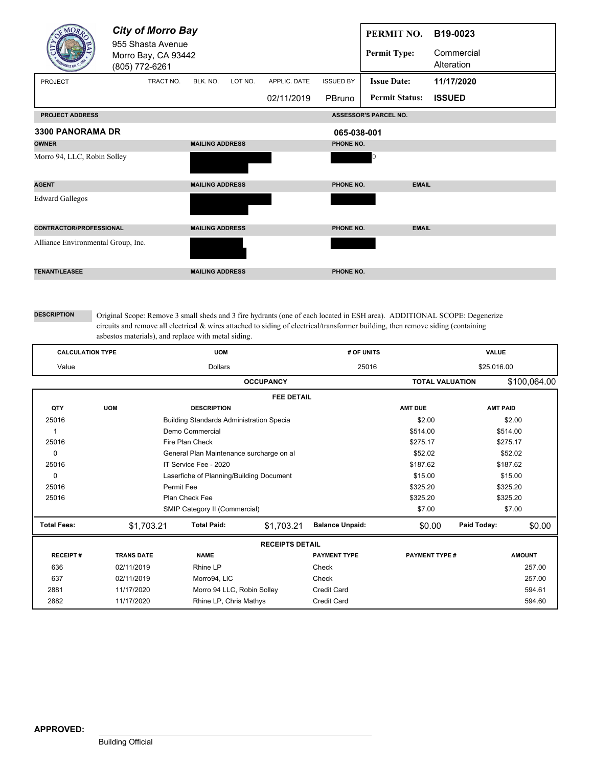**City of Morro Bay**
955 Shasta Avenue
Morro Bay, CA 93442
(805) 772-6261

| | |
|---|---|
| **PERMIT NO.** | **B19-0023** |
| **Permit Type:** | Commercial Alteration |
| **Issue Date:** | **11/17/2020** |
| **Permit Status:** | **ISSUED** |

| PROJECT | TRACT NO. | BLK. NO. | LOT NO. | APPLIC. DATE | ISSUED BY |
|---|---|---|---|---|---|
| | | | | 02/11/2019 | PBruno |

**PROJECT ADDRESS**: **3300 PANORAMA DR**

**ASSESSOR'S PARCEL NO.**: **065-038-001**

| OWNER | MAILING ADDRESS | PHONE NO. | |
|---|---|---|---|
| Morro 94, LLC, Robin Solley | | 0 | |

| AGENT | MAILING ADDRESS | PHONE NO. | EMAIL |
|---|---|---|---|
| Edward Gallegos | | | |

| CONTRACTOR/PROFESSIONAL | MAILING ADDRESS | PHONE NO. | EMAIL |
|---|---|---|---|
| Alliance Environmental Group, Inc. | | | |

| TENANT/LEASEE | MAILING ADDRESS | PHONE NO. |
|---|---|---|
| | | |

**DESCRIPTION**

Original Scope: Remove 3 small sheds and 3 fire hydrants (one of each located in ESH area). ADDITIONAL SCOPE: Degenerize circuits and remove all electrical & wires attached to siding of electrical/transformer building, then remove siding (containing asbestos materials), and replace with metal siding.

| CALCULATION TYPE | UOM | # OF UNITS | VALUE |
|---|---|---|---|
| Value | Dollars | 25016 | $25,016.00 |

**OCCUPANCY**

**TOTAL VALUATION** $100,064.00

**FEE DETAIL**

| QTY | UOM | DESCRIPTION | AMT DUE | AMT PAID |
|---|---|---|---|---|
| 25016 | | Building Standards Administration Specia | $2.00 | $2.00 |
| 1 | | Demo Commercial | $514.00 | $514.00 |
| 25016 | | Fire Plan Check | $275.17 | $275.17 |
| 0 | | General Plan Maintenance surcharge on al | $52.02 | $52.02 |
| 25016 | | IT Service Fee - 2020 | $187.62 | $187.62 |
| 0 | | Laserfiche of Planning/Building Document | $15.00 | $15.00 |
| 25016 | | Permit Fee | $325.20 | $325.20 |
| 25016 | | Plan Check Fee | $325.20 | $325.20 |
| | | SMIP Category II (Commercial) | $7.00 | $7.00 |

**Total Fees:** $1,703.21 **Total Paid:** $1,703.21 **Balance Unpaid:** $0.00 **Paid Today:** $0.00

**RECEIPTS DETAIL**

| RECEIPT # | TRANS DATE | NAME | PAYMENT TYPE | PAYMENT TYPE # | AMOUNT |
|---|---|---|---|---|---|
| 636 | 02/11/2019 | Rhine LP | Check | | 257.00 |
| 637 | 02/11/2019 | Morro94, LlC | Check | | 257.00 |
| 2881 | 11/17/2020 | Morro 94 LLC, Robin Solley | Credit Card | | 594.61 |
| 2882 | 11/17/2020 | Rhine LP, Chris Mathys | Credit Card | | 594.60 |

**APPROVED:** ______________________________

Building Official